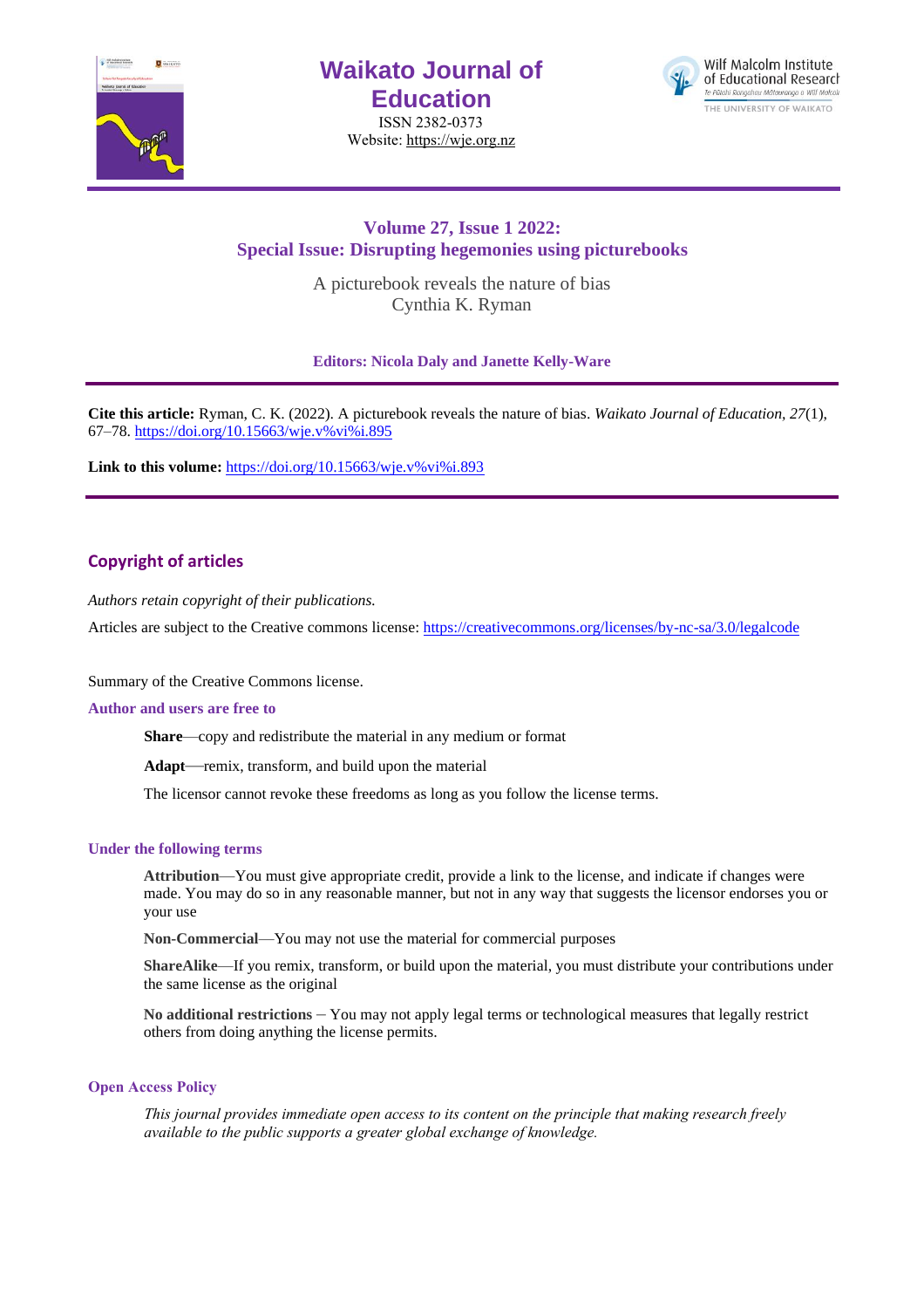# Waikato Journal of Education

ISSN 2382-0373
Website: https://wje.org.nz

Wilf Malcolm Institute of Educational Research
Te Pūtahi Rangahau Mātauranga o Wilf Malcolm
THE UNIVERSITY OF WAIKATO

## Volume 27, Issue 1 2022:
## Special Issue: Disrupting hegemonies using picturebooks

A picturebook reveals the nature of bias
Cynthia K. Ryman

**Editors: Nicola Daly and Janette Kelly-Ware**

---

**Cite this article:** Ryman, C. K. (2022). A picturebook reveals the nature of bias. *Waikato Journal of Education, 27*(1), 67–78. https://doi.org/10.15663/wje.v%vi%i.895

**Link to this volume:** https://doi.org/10.15663/wje.v%vi%i.893

---

## Copyright of articles

*Authors retain copyright of their publications.*

Articles are subject to the Creative commons license: https://creativecommons.org/licenses/by-nc-sa/3.0/legalcode

Summary of the Creative Commons license.

### Author and users are free to

**Share**—copy and redistribute the material in any medium or format

**Adapt**—remix, transform, and build upon the material

The licensor cannot revoke these freedoms as long as you follow the license terms.

### Under the following terms

**Attribution**—You must give appropriate credit, provide a link to the license, and indicate if changes were made. You may do so in any reasonable manner, but not in any way that suggests the licensor endorses you or your use

**Non-Commercial**—You may not use the material for commercial purposes

**ShareAlike**—If you remix, transform, or build upon the material, you must distribute your contributions under the same license as the original

**No additional restrictions** – You may not apply legal terms or technological measures that legally restrict others from doing anything the license permits.

### Open Access Policy

*This journal provides immediate open access to its content on the principle that making research freely available to the public supports a greater global exchange of knowledge.*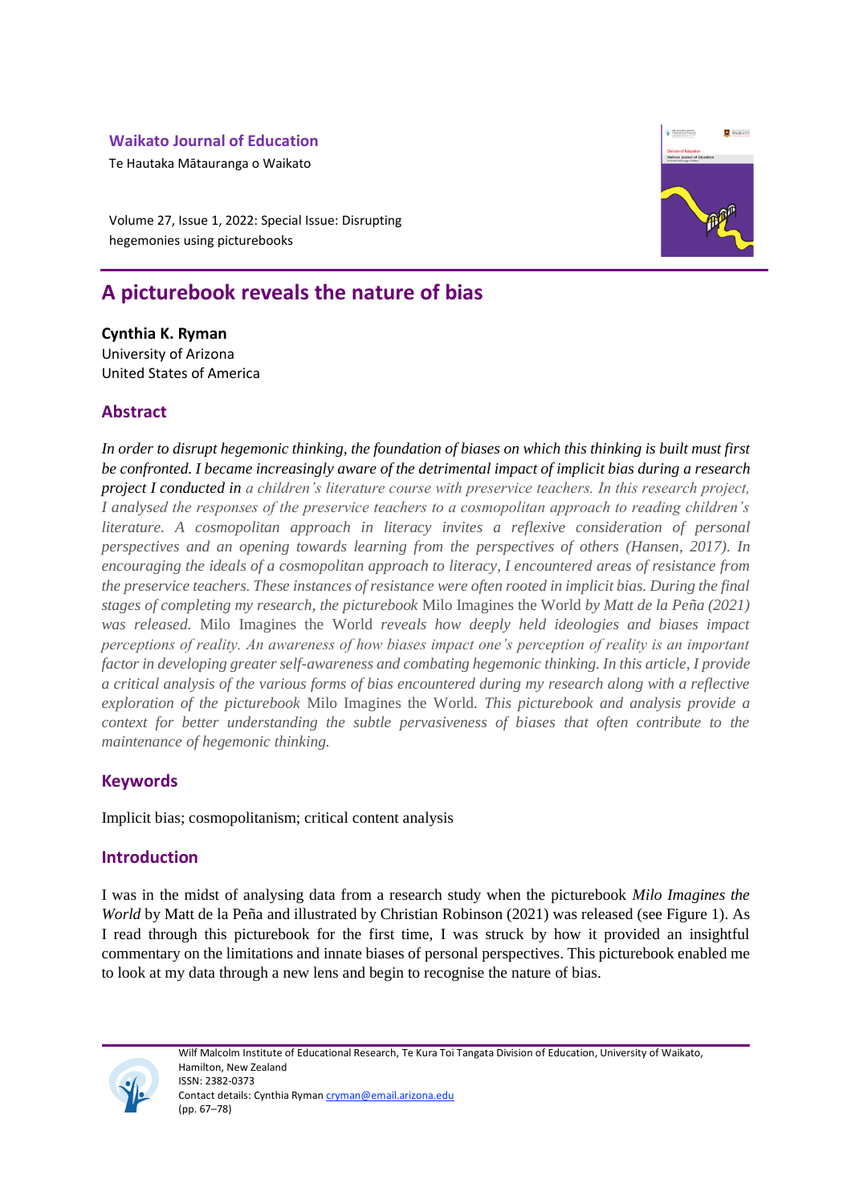**Waikato Journal of Education**

Te Hautaka Mātauranga o Waikato

Volume 27, Issue 1, 2022: Special Issue: Disrupting hegemonies using picturebooks

# A picturebook reveals the nature of bias

**Cynthia K. Ryman**
University of Arizona
United States of America

## Abstract

*In order to disrupt hegemonic thinking, the foundation of biases on which this thinking is built must first be confronted. I became increasingly aware of the detrimental impact of implicit bias during a research project I conducted in a children's literature course with preservice teachers. In this research project, I analysed the responses of the preservice teachers to a cosmopolitan approach to reading children's literature. A cosmopolitan approach in literacy invites a reflexive consideration of personal perspectives and an opening towards learning from the perspectives of others (Hansen, 2017). In encouraging the ideals of a cosmopolitan approach to literacy, I encountered areas of resistance from the preservice teachers. These instances of resistance were often rooted in implicit bias. During the final stages of completing my research, the picturebook* Milo Imagines the World *by Matt de la Peña (2021) was released.* Milo Imagines the World *reveals how deeply held ideologies and biases impact perceptions of reality. An awareness of how biases impact one's perception of reality is an important factor in developing greater self-awareness and combating hegemonic thinking. In this article, I provide a critical analysis of the various forms of bias encountered during my research along with a reflective exploration of the picturebook* Milo Imagines the World*. This picturebook and analysis provide a context for better understanding the subtle pervasiveness of biases that often contribute to the maintenance of hegemonic thinking.*

## Keywords

Implicit bias; cosmopolitanism; critical content analysis

## Introduction

I was in the midst of analysing data from a research study when the picturebook *Milo Imagines the World* by Matt de la Peña and illustrated by Christian Robinson (2021) was released (see Figure 1). As I read through this picturebook for the first time, I was struck by how it provided an insightful commentary on the limitations and innate biases of personal perspectives. This picturebook enabled me to look at my data through a new lens and begin to recognise the nature of bias.

Wilf Malcolm Institute of Educational Research, Te Kura Toi Tangata Division of Education, University of Waikato, Hamilton, New Zealand
ISSN: 2382-0373
Contact details: Cynthia Ryman cryman@email.arizona.edu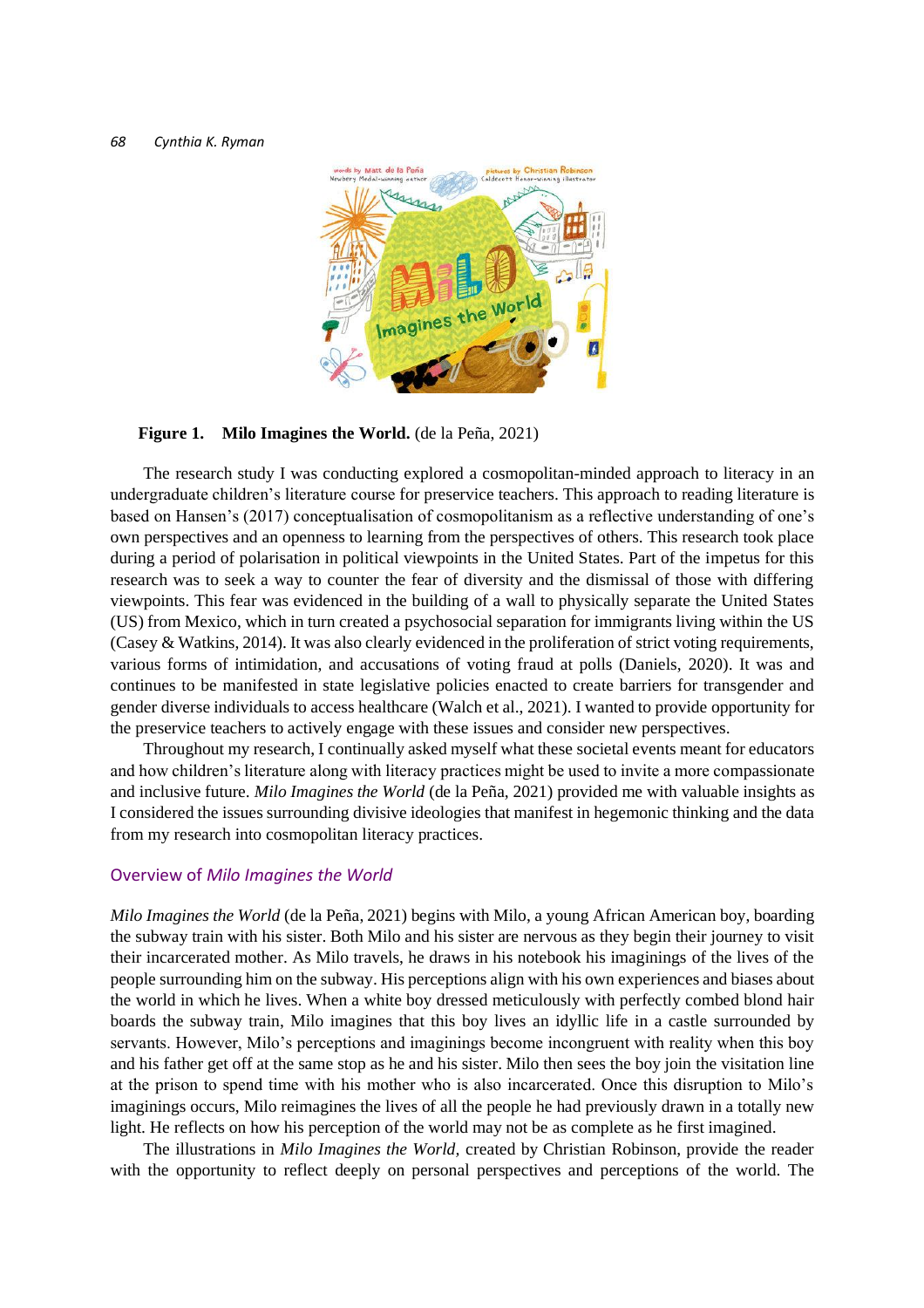**Figure 1. Milo Imagines the World.** (de la Peña, 2021)

The research study I was conducting explored a cosmopolitan-minded approach to literacy in an undergraduate children's literature course for preservice teachers. This approach to reading literature is based on Hansen's (2017) conceptualisation of cosmopolitanism as a reflective understanding of one's own perspectives and an openness to learning from the perspectives of others. This research took place during a period of polarisation in political viewpoints in the United States. Part of the impetus for this research was to seek a way to counter the fear of diversity and the dismissal of those with differing viewpoints. This fear was evidenced in the building of a wall to physically separate the United States (US) from Mexico, which in turn created a psychosocial separation for immigrants living within the US (Casey & Watkins, 2014). It was also clearly evidenced in the proliferation of strict voting requirements, various forms of intimidation, and accusations of voting fraud at polls (Daniels, 2020). It was and continues to be manifested in state legislative policies enacted to create barriers for transgender and gender diverse individuals to access healthcare (Walch et al., 2021). I wanted to provide opportunity for the preservice teachers to actively engage with these issues and consider new perspectives.

Throughout my research, I continually asked myself what these societal events meant for educators and how children's literature along with literacy practices might be used to invite a more compassionate and inclusive future. *Milo Imagines the World* (de la Peña, 2021) provided me with valuable insights as I considered the issues surrounding divisive ideologies that manifest in hegemonic thinking and the data from my research into cosmopolitan literacy practices.

## Overview of *Milo Imagines the World*

*Milo Imagines the World* (de la Peña, 2021) begins with Milo, a young African American boy, boarding the subway train with his sister. Both Milo and his sister are nervous as they begin their journey to visit their incarcerated mother. As Milo travels, he draws in his notebook his imaginings of the lives of the people surrounding him on the subway. His perceptions align with his own experiences and biases about the world in which he lives. When a white boy dressed meticulously with perfectly combed blond hair boards the subway train, Milo imagines that this boy lives an idyllic life in a castle surrounded by servants. However, Milo's perceptions and imaginings become incongruent with reality when this boy and his father get off at the same stop as he and his sister. Milo then sees the boy join the visitation line at the prison to spend time with his mother who is also incarcerated. Once this disruption to Milo's imaginings occurs, Milo reimagines the lives of all the people he had previously drawn in a totally new light. He reflects on how his perception of the world may not be as complete as he first imagined.

The illustrations in *Milo Imagines the World,* created by Christian Robinson, provide the reader with the opportunity to reflect deeply on personal perspectives and perceptions of the world. The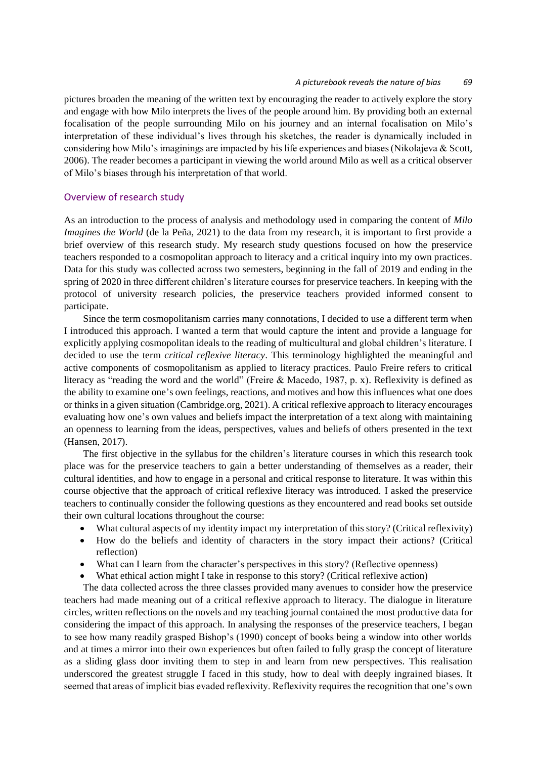pictures broaden the meaning of the written text by encouraging the reader to actively explore the story and engage with how Milo interprets the lives of the people around him. By providing both an external focalisation of the people surrounding Milo on his journey and an internal focalisation on Milo's interpretation of these individual's lives through his sketches, the reader is dynamically included in considering how Milo's imaginings are impacted by his life experiences and biases (Nikolajeva & Scott, 2006). The reader becomes a participant in viewing the world around Milo as well as a critical observer of Milo's biases through his interpretation of that world.

## Overview of research study

As an introduction to the process of analysis and methodology used in comparing the content of *Milo Imagines the World* (de la Peña, 2021) to the data from my research, it is important to first provide a brief overview of this research study. My research study questions focused on how the preservice teachers responded to a cosmopolitan approach to literacy and a critical inquiry into my own practices. Data for this study was collected across two semesters, beginning in the fall of 2019 and ending in the spring of 2020 in three different children's literature courses for preservice teachers. In keeping with the protocol of university research policies, the preservice teachers provided informed consent to participate.

Since the term cosmopolitanism carries many connotations, I decided to use a different term when I introduced this approach. I wanted a term that would capture the intent and provide a language for explicitly applying cosmopolitan ideals to the reading of multicultural and global children's literature. I decided to use the term *critical reflexive literacy*. This terminology highlighted the meaningful and active components of cosmopolitanism as applied to literacy practices. Paulo Freire refers to critical literacy as "reading the word and the world" (Freire & Macedo, 1987, p. x). Reflexivity is defined as the ability to examine one's own feelings, reactions, and motives and how this influences what one does or thinks in a given situation (Cambridge.org, 2021). A critical reflexive approach to literacy encourages evaluating how one's own values and beliefs impact the interpretation of a text along with maintaining an openness to learning from the ideas, perspectives, values and beliefs of others presented in the text (Hansen, 2017).

The first objective in the syllabus for the children's literature courses in which this research took place was for the preservice teachers to gain a better understanding of themselves as a reader, their cultural identities, and how to engage in a personal and critical response to literature. It was within this course objective that the approach of critical reflexive literacy was introduced. I asked the preservice teachers to continually consider the following questions as they encountered and read books set outside their own cultural locations throughout the course:

- What cultural aspects of my identity impact my interpretation of this story? (Critical reflexivity)
- How do the beliefs and identity of characters in the story impact their actions? (Critical reflection)
- What can I learn from the character's perspectives in this story? (Reflective openness)
- What ethical action might I take in response to this story? (Critical reflexive action)

The data collected across the three classes provided many avenues to consider how the preservice teachers had made meaning out of a critical reflexive approach to literacy. The dialogue in literature circles, written reflections on the novels and my teaching journal contained the most productive data for considering the impact of this approach. In analysing the responses of the preservice teachers, I began to see how many readily grasped Bishop's (1990) concept of books being a window into other worlds and at times a mirror into their own experiences but often failed to fully grasp the concept of literature as a sliding glass door inviting them to step in and learn from new perspectives. This realisation underscored the greatest struggle I faced in this study, how to deal with deeply ingrained biases. It seemed that areas of implicit bias evaded reflexivity. Reflexivity requires the recognition that one's own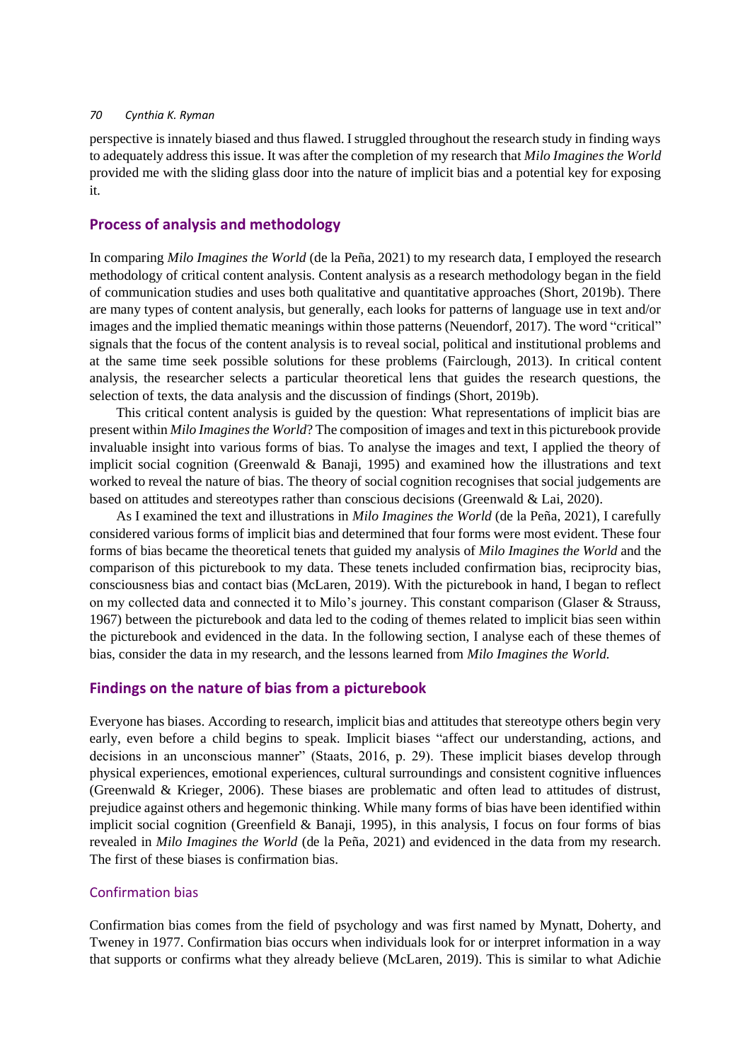perspective is innately biased and thus flawed. I struggled throughout the research study in finding ways to adequately address this issue. It was after the completion of my research that *Milo Imagines the World* provided me with the sliding glass door into the nature of implicit bias and a potential key for exposing it.

## Process of analysis and methodology

In comparing *Milo Imagines the World* (de la Peña, 2021) to my research data, I employed the research methodology of critical content analysis. Content analysis as a research methodology began in the field of communication studies and uses both qualitative and quantitative approaches (Short, 2019b). There are many types of content analysis, but generally, each looks for patterns of language use in text and/or images and the implied thematic meanings within those patterns (Neuendorf, 2017). The word "critical" signals that the focus of the content analysis is to reveal social, political and institutional problems and at the same time seek possible solutions for these problems (Fairclough, 2013). In critical content analysis, the researcher selects a particular theoretical lens that guides the research questions, the selection of texts, the data analysis and the discussion of findings (Short, 2019b).

This critical content analysis is guided by the question: What representations of implicit bias are present within *Milo Imagines the World*? The composition of images and text in this picturebook provide invaluable insight into various forms of bias. To analyse the images and text, I applied the theory of implicit social cognition (Greenwald & Banaji, 1995) and examined how the illustrations and text worked to reveal the nature of bias. The theory of social cognition recognises that social judgements are based on attitudes and stereotypes rather than conscious decisions (Greenwald & Lai, 2020).

As I examined the text and illustrations in *Milo Imagines the World* (de la Peña, 2021), I carefully considered various forms of implicit bias and determined that four forms were most evident. These four forms of bias became the theoretical tenets that guided my analysis of *Milo Imagines the World* and the comparison of this picturebook to my data. These tenets included confirmation bias, reciprocity bias, consciousness bias and contact bias (McLaren, 2019). With the picturebook in hand, I began to reflect on my collected data and connected it to Milo's journey. This constant comparison (Glaser & Strauss, 1967) between the picturebook and data led to the coding of themes related to implicit bias seen within the picturebook and evidenced in the data. In the following section, I analyse each of these themes of bias, consider the data in my research, and the lessons learned from *Milo Imagines the World.*

## Findings on the nature of bias from a picturebook

Everyone has biases. According to research, implicit bias and attitudes that stereotype others begin very early, even before a child begins to speak. Implicit biases "affect our understanding, actions, and decisions in an unconscious manner" (Staats, 2016, p. 29). These implicit biases develop through physical experiences, emotional experiences, cultural surroundings and consistent cognitive influences (Greenwald & Krieger, 2006). These biases are problematic and often lead to attitudes of distrust, prejudice against others and hegemonic thinking. While many forms of bias have been identified within implicit social cognition (Greenfield & Banaji, 1995), in this analysis, I focus on four forms of bias revealed in *Milo Imagines the World* (de la Peña, 2021) and evidenced in the data from my research. The first of these biases is confirmation bias.

### Confirmation bias

Confirmation bias comes from the field of psychology and was first named by Mynatt, Doherty, and Tweney in 1977. Confirmation bias occurs when individuals look for or interpret information in a way that supports or confirms what they already believe (McLaren, 2019). This is similar to what Adichie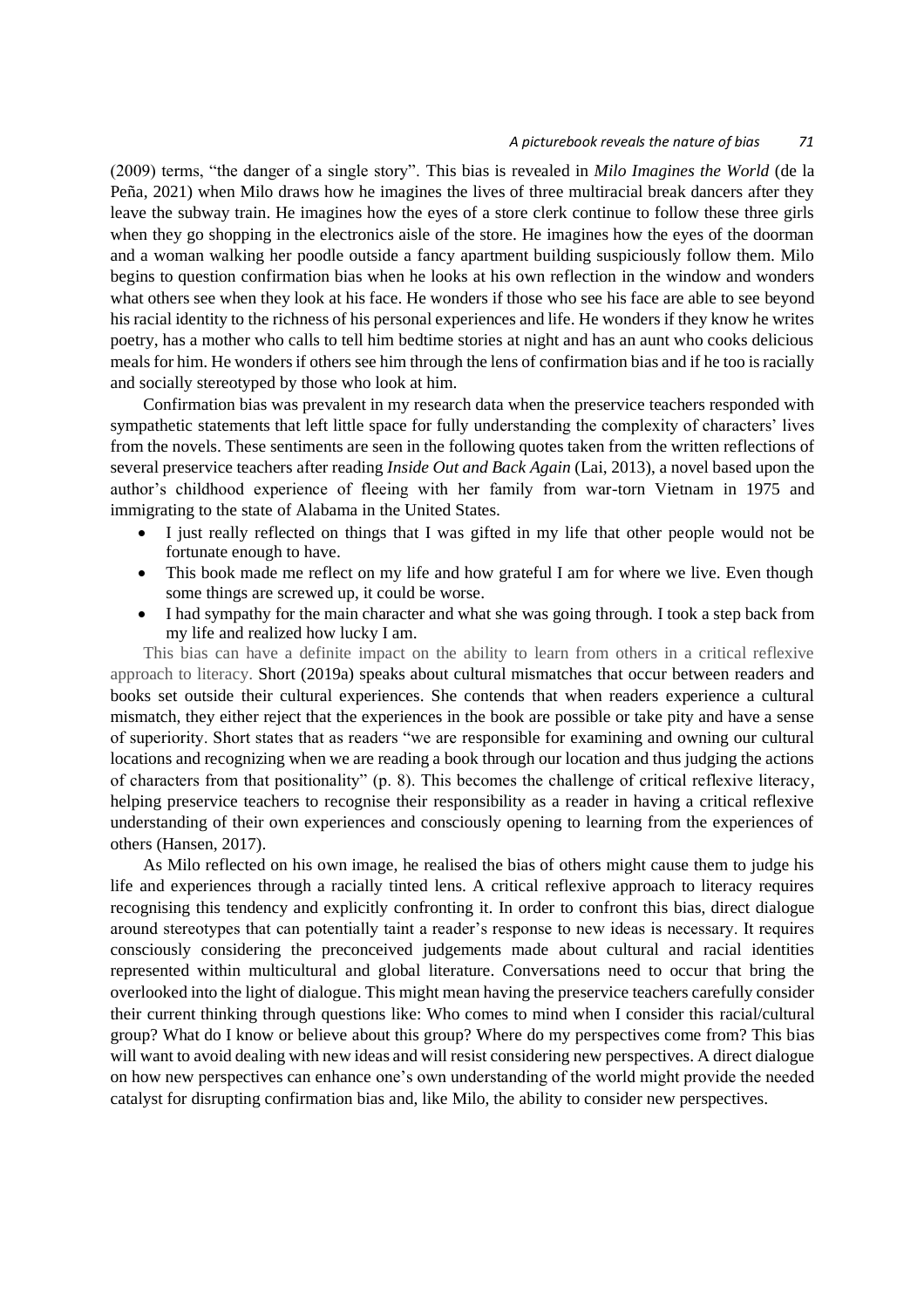(2009) terms, "the danger of a single story". This bias is revealed in *Milo Imagines the World* (de la Peña, 2021) when Milo draws how he imagines the lives of three multiracial break dancers after they leave the subway train. He imagines how the eyes of a store clerk continue to follow these three girls when they go shopping in the electronics aisle of the store. He imagines how the eyes of the doorman and a woman walking her poodle outside a fancy apartment building suspiciously follow them. Milo begins to question confirmation bias when he looks at his own reflection in the window and wonders what others see when they look at his face. He wonders if those who see his face are able to see beyond his racial identity to the richness of his personal experiences and life. He wonders if they know he writes poetry, has a mother who calls to tell him bedtime stories at night and has an aunt who cooks delicious meals for him. He wonders if others see him through the lens of confirmation bias and if he too is racially and socially stereotyped by those who look at him.

Confirmation bias was prevalent in my research data when the preservice teachers responded with sympathetic statements that left little space for fully understanding the complexity of characters' lives from the novels. These sentiments are seen in the following quotes taken from the written reflections of several preservice teachers after reading *Inside Out and Back Again* (Lai, 2013), a novel based upon the author's childhood experience of fleeing with her family from war-torn Vietnam in 1975 and immigrating to the state of Alabama in the United States.

- I just really reflected on things that I was gifted in my life that other people would not be fortunate enough to have.
- This book made me reflect on my life and how grateful I am for where we live. Even though some things are screwed up, it could be worse.
- I had sympathy for the main character and what she was going through. I took a step back from my life and realized how lucky I am.

This bias can have a definite impact on the ability to learn from others in a critical reflexive approach to literacy. Short (2019a) speaks about cultural mismatches that occur between readers and books set outside their cultural experiences. She contends that when readers experience a cultural mismatch, they either reject that the experiences in the book are possible or take pity and have a sense of superiority. Short states that as readers "we are responsible for examining and owning our cultural locations and recognizing when we are reading a book through our location and thus judging the actions of characters from that positionality" (p. 8). This becomes the challenge of critical reflexive literacy, helping preservice teachers to recognise their responsibility as a reader in having a critical reflexive understanding of their own experiences and consciously opening to learning from the experiences of others (Hansen, 2017).

As Milo reflected on his own image, he realised the bias of others might cause them to judge his life and experiences through a racially tinted lens. A critical reflexive approach to literacy requires recognising this tendency and explicitly confronting it. In order to confront this bias, direct dialogue around stereotypes that can potentially taint a reader's response to new ideas is necessary. It requires consciously considering the preconceived judgements made about cultural and racial identities represented within multicultural and global literature. Conversations need to occur that bring the overlooked into the light of dialogue. This might mean having the preservice teachers carefully consider their current thinking through questions like: Who comes to mind when I consider this racial/cultural group? What do I know or believe about this group? Where do my perspectives come from? This bias will want to avoid dealing with new ideas and will resist considering new perspectives. A direct dialogue on how new perspectives can enhance one's own understanding of the world might provide the needed catalyst for disrupting confirmation bias and, like Milo, the ability to consider new perspectives.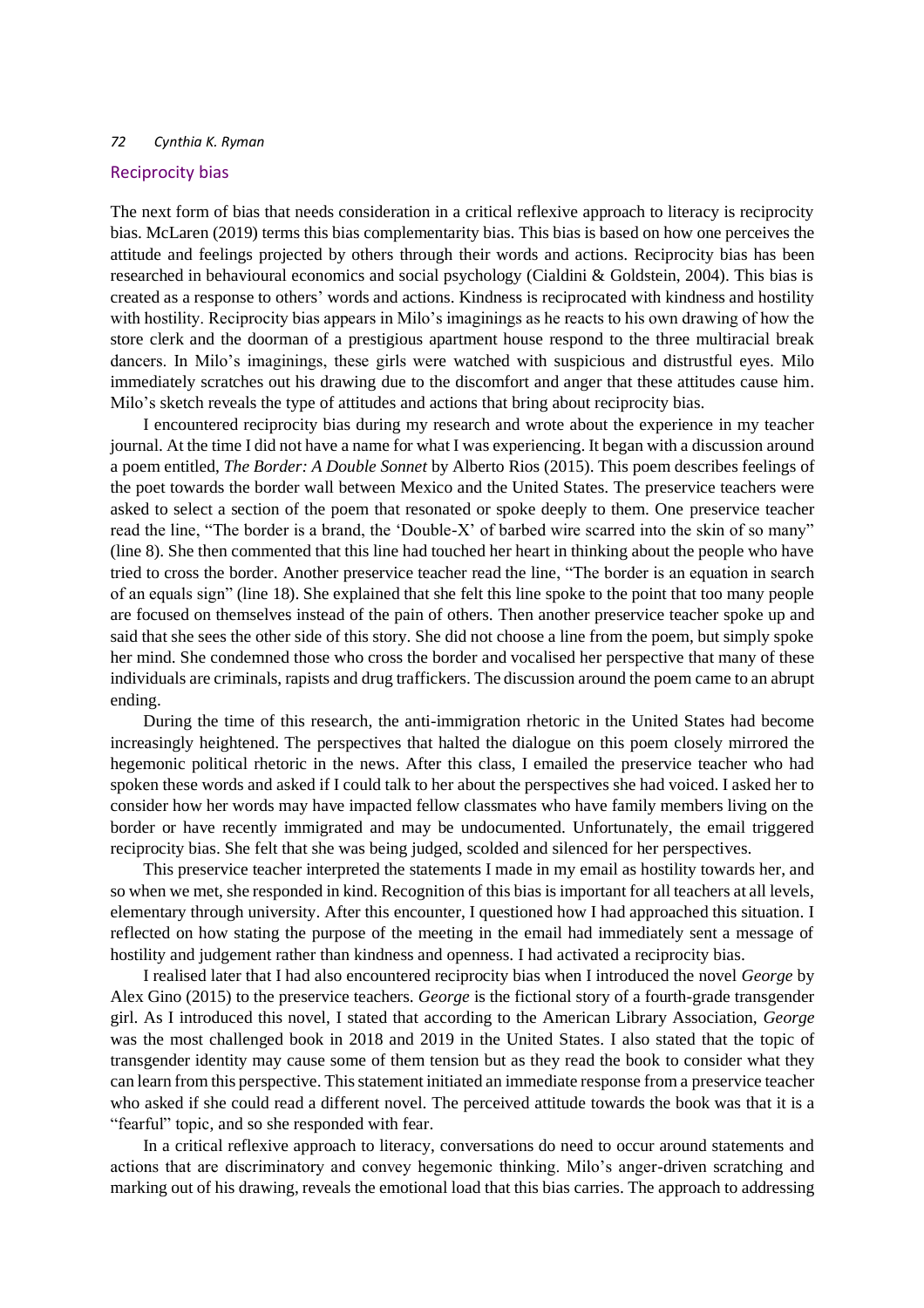## Reciprocity bias

The next form of bias that needs consideration in a critical reflexive approach to literacy is reciprocity bias. McLaren (2019) terms this bias complementarity bias. This bias is based on how one perceives the attitude and feelings projected by others through their words and actions. Reciprocity bias has been researched in behavioural economics and social psychology (Cialdini & Goldstein, 2004). This bias is created as a response to others' words and actions. Kindness is reciprocated with kindness and hostility with hostility. Reciprocity bias appears in Milo's imaginings as he reacts to his own drawing of how the store clerk and the doorman of a prestigious apartment house respond to the three multiracial break dancers. In Milo's imaginings, these girls were watched with suspicious and distrustful eyes. Milo immediately scratches out his drawing due to the discomfort and anger that these attitudes cause him. Milo's sketch reveals the type of attitudes and actions that bring about reciprocity bias.

I encountered reciprocity bias during my research and wrote about the experience in my teacher journal. At the time I did not have a name for what I was experiencing. It began with a discussion around a poem entitled, *The Border: A Double Sonnet* by Alberto Rios (2015). This poem describes feelings of the poet towards the border wall between Mexico and the United States. The preservice teachers were asked to select a section of the poem that resonated or spoke deeply to them. One preservice teacher read the line, "The border is a brand, the 'Double-X' of barbed wire scarred into the skin of so many" (line 8). She then commented that this line had touched her heart in thinking about the people who have tried to cross the border. Another preservice teacher read the line, "The border is an equation in search of an equals sign" (line 18). She explained that she felt this line spoke to the point that too many people are focused on themselves instead of the pain of others. Then another preservice teacher spoke up and said that she sees the other side of this story. She did not choose a line from the poem, but simply spoke her mind. She condemned those who cross the border and vocalised her perspective that many of these individuals are criminals, rapists and drug traffickers. The discussion around the poem came to an abrupt ending.

During the time of this research, the anti-immigration rhetoric in the United States had become increasingly heightened. The perspectives that halted the dialogue on this poem closely mirrored the hegemonic political rhetoric in the news. After this class, I emailed the preservice teacher who had spoken these words and asked if I could talk to her about the perspectives she had voiced. I asked her to consider how her words may have impacted fellow classmates who have family members living on the border or have recently immigrated and may be undocumented. Unfortunately, the email triggered reciprocity bias. She felt that she was being judged, scolded and silenced for her perspectives.

This preservice teacher interpreted the statements I made in my email as hostility towards her, and so when we met, she responded in kind. Recognition of this bias is important for all teachers at all levels, elementary through university. After this encounter, I questioned how I had approached this situation. I reflected on how stating the purpose of the meeting in the email had immediately sent a message of hostility and judgement rather than kindness and openness. I had activated a reciprocity bias.

I realised later that I had also encountered reciprocity bias when I introduced the novel *George* by Alex Gino (2015) to the preservice teachers. *George* is the fictional story of a fourth-grade transgender girl. As I introduced this novel, I stated that according to the American Library Association, *George* was the most challenged book in 2018 and 2019 in the United States. I also stated that the topic of transgender identity may cause some of them tension but as they read the book to consider what they can learn from this perspective. This statement initiated an immediate response from a preservice teacher who asked if she could read a different novel. The perceived attitude towards the book was that it is a "fearful" topic, and so she responded with fear.

In a critical reflexive approach to literacy, conversations do need to occur around statements and actions that are discriminatory and convey hegemonic thinking. Milo's anger-driven scratching and marking out of his drawing, reveals the emotional load that this bias carries. The approach to addressing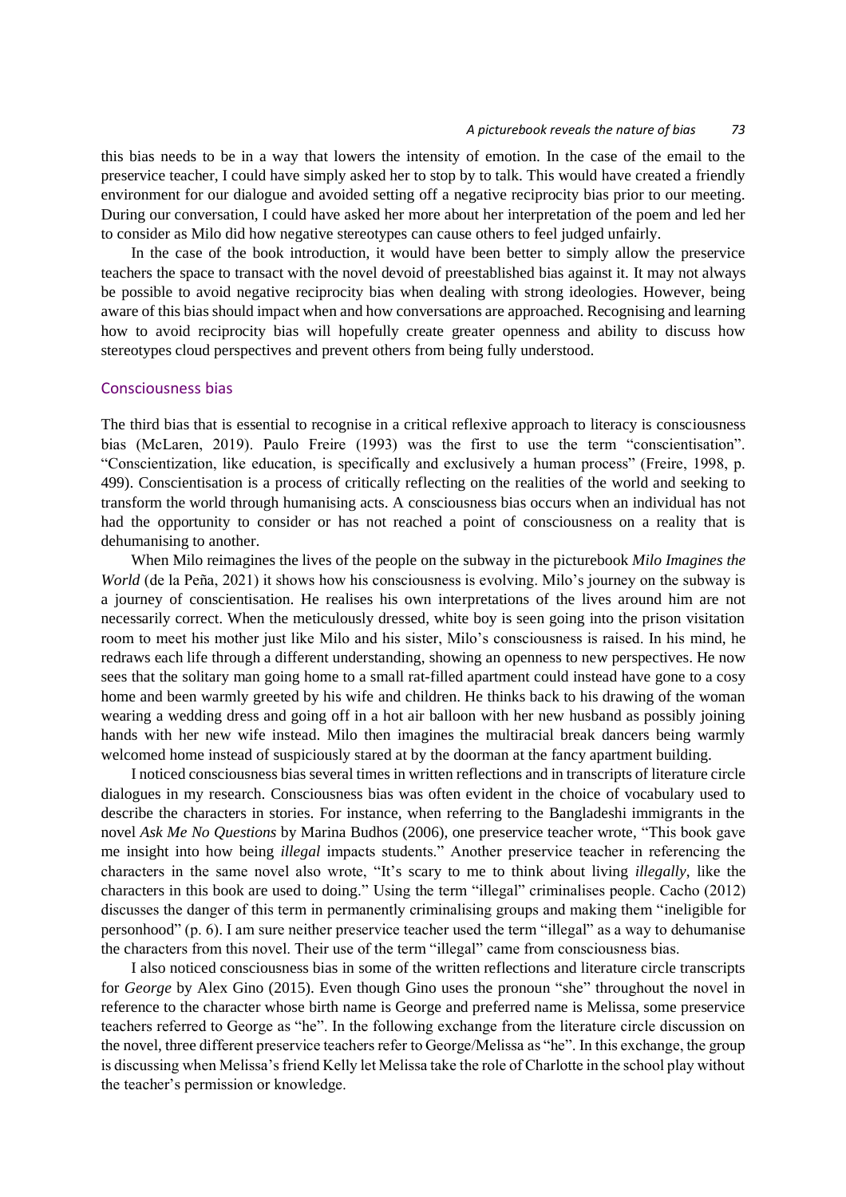this bias needs to be in a way that lowers the intensity of emotion. In the case of the email to the preservice teacher, I could have simply asked her to stop by to talk. This would have created a friendly environment for our dialogue and avoided setting off a negative reciprocity bias prior to our meeting. During our conversation, I could have asked her more about her interpretation of the poem and led her to consider as Milo did how negative stereotypes can cause others to feel judged unfairly.

In the case of the book introduction, it would have been better to simply allow the preservice teachers the space to transact with the novel devoid of preestablished bias against it. It may not always be possible to avoid negative reciprocity bias when dealing with strong ideologies. However, being aware of this bias should impact when and how conversations are approached. Recognising and learning how to avoid reciprocity bias will hopefully create greater openness and ability to discuss how stereotypes cloud perspectives and prevent others from being fully understood.

## Consciousness bias

The third bias that is essential to recognise in a critical reflexive approach to literacy is consciousness bias (McLaren, 2019). Paulo Freire (1993) was the first to use the term "conscientisation". "Conscientization, like education, is specifically and exclusively a human process" (Freire, 1998, p. 499). Conscientisation is a process of critically reflecting on the realities of the world and seeking to transform the world through humanising acts. A consciousness bias occurs when an individual has not had the opportunity to consider or has not reached a point of consciousness on a reality that is dehumanising to another.

When Milo reimagines the lives of the people on the subway in the picturebook *Milo Imagines the World* (de la Peña, 2021) it shows how his consciousness is evolving. Milo's journey on the subway is a journey of conscientisation. He realises his own interpretations of the lives around him are not necessarily correct. When the meticulously dressed, white boy is seen going into the prison visitation room to meet his mother just like Milo and his sister, Milo's consciousness is raised. In his mind, he redraws each life through a different understanding, showing an openness to new perspectives. He now sees that the solitary man going home to a small rat-filled apartment could instead have gone to a cosy home and been warmly greeted by his wife and children. He thinks back to his drawing of the woman wearing a wedding dress and going off in a hot air balloon with her new husband as possibly joining hands with her new wife instead. Milo then imagines the multiracial break dancers being warmly welcomed home instead of suspiciously stared at by the doorman at the fancy apartment building.

I noticed consciousness bias several times in written reflections and in transcripts of literature circle dialogues in my research. Consciousness bias was often evident in the choice of vocabulary used to describe the characters in stories. For instance, when referring to the Bangladeshi immigrants in the novel *Ask Me No Questions* by Marina Budhos (2006), one preservice teacher wrote, "This book gave me insight into how being *illegal* impacts students." Another preservice teacher in referencing the characters in the same novel also wrote, "It's scary to me to think about living *illegally*, like the characters in this book are used to doing." Using the term "illegal" criminalises people. Cacho (2012) discusses the danger of this term in permanently criminalising groups and making them "ineligible for personhood" (p. 6). I am sure neither preservice teacher used the term "illegal" as a way to dehumanise the characters from this novel. Their use of the term "illegal" came from consciousness bias.

I also noticed consciousness bias in some of the written reflections and literature circle transcripts for *George* by Alex Gino (2015). Even though Gino uses the pronoun "she" throughout the novel in reference to the character whose birth name is George and preferred name is Melissa, some preservice teachers referred to George as "he". In the following exchange from the literature circle discussion on the novel, three different preservice teachers refer to George/Melissa as "he". In this exchange, the group is discussing when Melissa's friend Kelly let Melissa take the role of Charlotte in the school play without the teacher's permission or knowledge.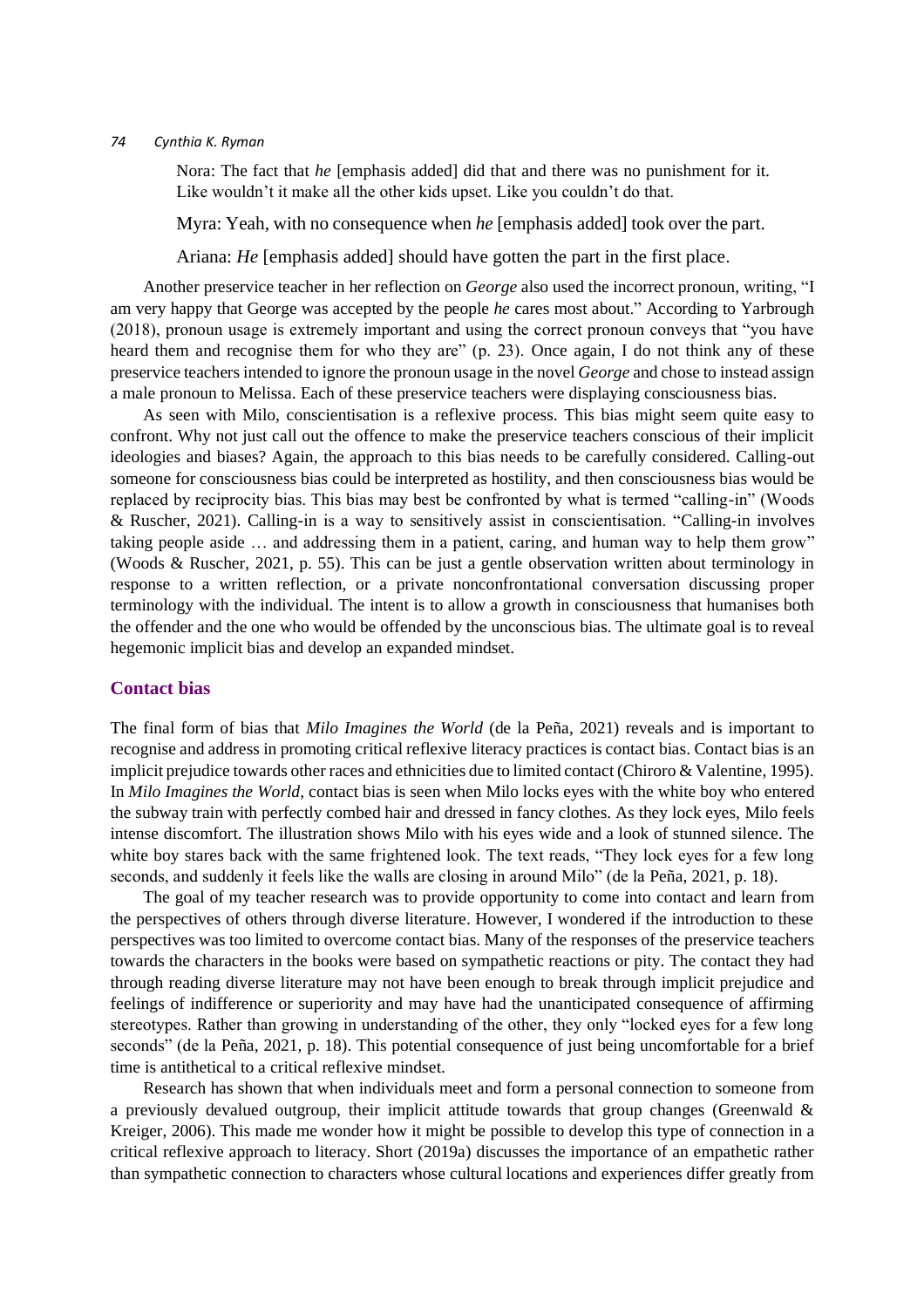> Nora: The fact that *he* [emphasis added] did that and there was no punishment for it. Like wouldn't it make all the other kids upset. Like you couldn't do that.
>
> Myra: Yeah, with no consequence when *he* [emphasis added] took over the part.
>
> Ariana: *He* [emphasis added] should have gotten the part in the first place.

Another preservice teacher in her reflection on *George* also used the incorrect pronoun, writing, "I am very happy that George was accepted by the people *he* cares most about." According to Yarbrough (2018), pronoun usage is extremely important and using the correct pronoun conveys that "you have heard them and recognise them for who they are" (p. 23). Once again, I do not think any of these preservice teachers intended to ignore the pronoun usage in the novel *George* and chose to instead assign a male pronoun to Melissa. Each of these preservice teachers were displaying consciousness bias.

As seen with Milo, conscientisation is a reflexive process. This bias might seem quite easy to confront. Why not just call out the offence to make the preservice teachers conscious of their implicit ideologies and biases? Again, the approach to this bias needs to be carefully considered. Calling-out someone for consciousness bias could be interpreted as hostility, and then consciousness bias would be replaced by reciprocity bias. This bias may best be confronted by what is termed "calling-in" (Woods & Ruscher, 2021). Calling-in is a way to sensitively assist in conscientisation. "Calling-in involves taking people aside … and addressing them in a patient, caring, and human way to help them grow" (Woods & Ruscher, 2021, p. 55). This can be just a gentle observation written about terminology in response to a written reflection, or a private nonconfrontational conversation discussing proper terminology with the individual. The intent is to allow a growth in consciousness that humanises both the offender and the one who would be offended by the unconscious bias. The ultimate goal is to reveal hegemonic implicit bias and develop an expanded mindset.

## Contact bias

The final form of bias that *Milo Imagines the World* (de la Peña, 2021) reveals and is important to recognise and address in promoting critical reflexive literacy practices is contact bias. Contact bias is an implicit prejudice towards other races and ethnicities due to limited contact (Chiroro & Valentine, 1995). In *Milo Imagines the World*, contact bias is seen when Milo locks eyes with the white boy who entered the subway train with perfectly combed hair and dressed in fancy clothes. As they lock eyes, Milo feels intense discomfort. The illustration shows Milo with his eyes wide and a look of stunned silence. The white boy stares back with the same frightened look. The text reads, "They lock eyes for a few long seconds, and suddenly it feels like the walls are closing in around Milo" (de la Peña, 2021, p. 18).

The goal of my teacher research was to provide opportunity to come into contact and learn from the perspectives of others through diverse literature. However, I wondered if the introduction to these perspectives was too limited to overcome contact bias. Many of the responses of the preservice teachers towards the characters in the books were based on sympathetic reactions or pity. The contact they had through reading diverse literature may not have been enough to break through implicit prejudice and feelings of indifference or superiority and may have had the unanticipated consequence of affirming stereotypes. Rather than growing in understanding of the other, they only "locked eyes for a few long seconds" (de la Peña, 2021, p. 18). This potential consequence of just being uncomfortable for a brief time is antithetical to a critical reflexive mindset.

Research has shown that when individuals meet and form a personal connection to someone from a previously devalued outgroup, their implicit attitude towards that group changes (Greenwald & Kreiger, 2006). This made me wonder how it might be possible to develop this type of connection in a critical reflexive approach to literacy. Short (2019a) discusses the importance of an empathetic rather than sympathetic connection to characters whose cultural locations and experiences differ greatly from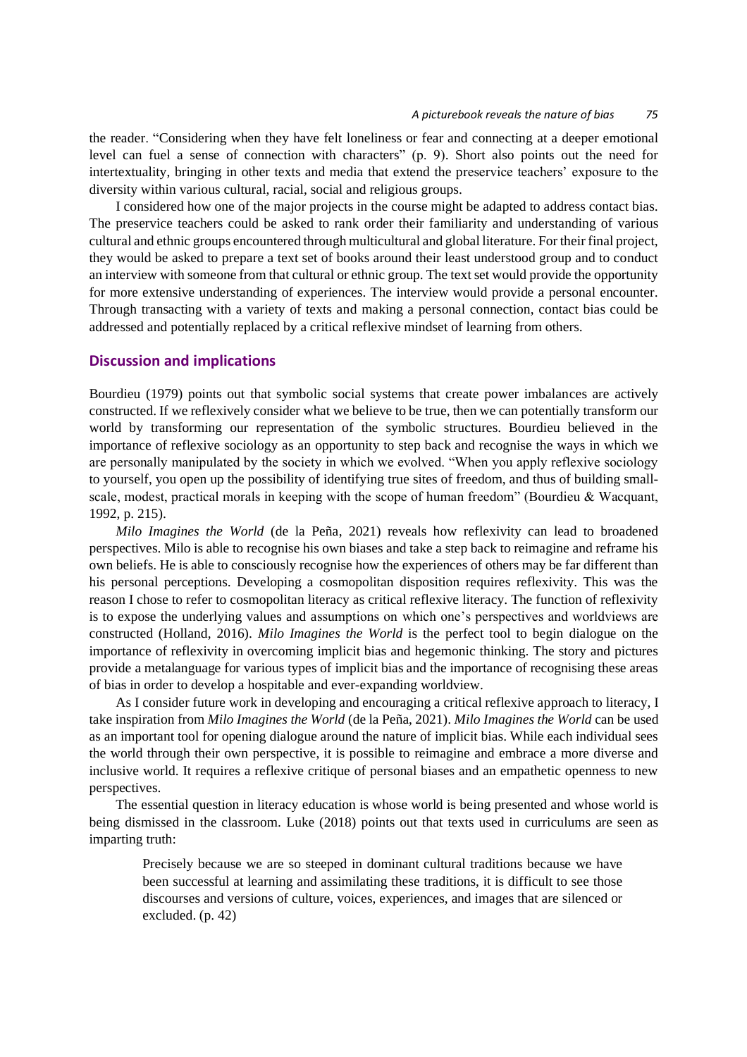the reader. "Considering when they have felt loneliness or fear and connecting at a deeper emotional level can fuel a sense of connection with characters" (p. 9). Short also points out the need for intertextuality, bringing in other texts and media that extend the preservice teachers' exposure to the diversity within various cultural, racial, social and religious groups.

I considered how one of the major projects in the course might be adapted to address contact bias. The preservice teachers could be asked to rank order their familiarity and understanding of various cultural and ethnic groups encountered through multicultural and global literature. For their final project, they would be asked to prepare a text set of books around their least understood group and to conduct an interview with someone from that cultural or ethnic group. The text set would provide the opportunity for more extensive understanding of experiences. The interview would provide a personal encounter. Through transacting with a variety of texts and making a personal connection, contact bias could be addressed and potentially replaced by a critical reflexive mindset of learning from others.

## Discussion and implications

Bourdieu (1979) points out that symbolic social systems that create power imbalances are actively constructed. If we reflexively consider what we believe to be true, then we can potentially transform our world by transforming our representation of the symbolic structures. Bourdieu believed in the importance of reflexive sociology as an opportunity to step back and recognise the ways in which we are personally manipulated by the society in which we evolved. "When you apply reflexive sociology to yourself, you open up the possibility of identifying true sites of freedom, and thus of building small-scale, modest, practical morals in keeping with the scope of human freedom" (Bourdieu & Wacquant, 1992, p. 215).

*Milo Imagines the World* (de la Peña, 2021) reveals how reflexivity can lead to broadened perspectives. Milo is able to recognise his own biases and take a step back to reimagine and reframe his own beliefs. He is able to consciously recognise how the experiences of others may be far different than his personal perceptions. Developing a cosmopolitan disposition requires reflexivity. This was the reason I chose to refer to cosmopolitan literacy as critical reflexive literacy. The function of reflexivity is to expose the underlying values and assumptions on which one's perspectives and worldviews are constructed (Holland, 2016). *Milo Imagines the World* is the perfect tool to begin dialogue on the importance of reflexivity in overcoming implicit bias and hegemonic thinking. The story and pictures provide a metalanguage for various types of implicit bias and the importance of recognising these areas of bias in order to develop a hospitable and ever-expanding worldview.

As I consider future work in developing and encouraging a critical reflexive approach to literacy, I take inspiration from *Milo Imagines the World* (de la Peña, 2021). *Milo Imagines the World* can be used as an important tool for opening dialogue around the nature of implicit bias. While each individual sees the world through their own perspective, it is possible to reimagine and embrace a more diverse and inclusive world. It requires a reflexive critique of personal biases and an empathetic openness to new perspectives.

The essential question in literacy education is whose world is being presented and whose world is being dismissed in the classroom. Luke (2018) points out that texts used in curriculums are seen as imparting truth:

> Precisely because we are so steeped in dominant cultural traditions because we have been successful at learning and assimilating these traditions, it is difficult to see those discourses and versions of culture, voices, experiences, and images that are silenced or excluded. (p. 42)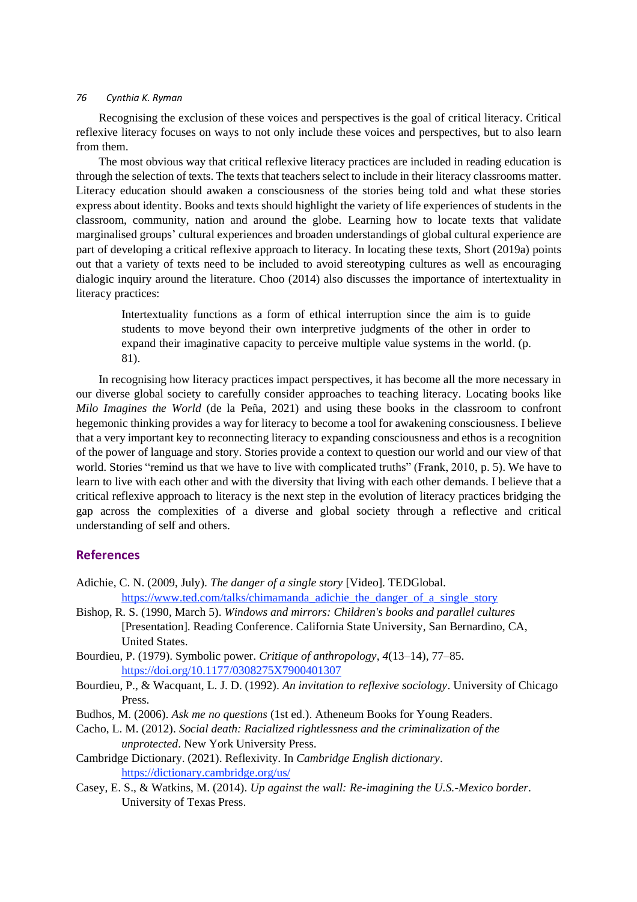Recognising the exclusion of these voices and perspectives is the goal of critical literacy. Critical reflexive literacy focuses on ways to not only include these voices and perspectives, but to also learn from them.

The most obvious way that critical reflexive literacy practices are included in reading education is through the selection of texts. The texts that teachers select to include in their literacy classrooms matter. Literacy education should awaken a consciousness of the stories being told and what these stories express about identity. Books and texts should highlight the variety of life experiences of students in the classroom, community, nation and around the globe. Learning how to locate texts that validate marginalised groups' cultural experiences and broaden understandings of global cultural experience are part of developing a critical reflexive approach to literacy. In locating these texts, Short (2019a) points out that a variety of texts need to be included to avoid stereotyping cultures as well as encouraging dialogic inquiry around the literature. Choo (2014) also discusses the importance of intertextuality in literacy practices:

> Intertextuality functions as a form of ethical interruption since the aim is to guide students to move beyond their own interpretive judgments of the other in order to expand their imaginative capacity to perceive multiple value systems in the world. (p. 81).

In recognising how literacy practices impact perspectives, it has become all the more necessary in our diverse global society to carefully consider approaches to teaching literacy. Locating books like *Milo Imagines the World* (de la Peña, 2021) and using these books in the classroom to confront hegemonic thinking provides a way for literacy to become a tool for awakening consciousness. I believe that a very important key to reconnecting literacy to expanding consciousness and ethos is a recognition of the power of language and story. Stories provide a context to question our world and our view of that world. Stories "remind us that we have to live with complicated truths" (Frank, 2010, p. 5). We have to learn to live with each other and with the diversity that living with each other demands. I believe that a critical reflexive approach to literacy is the next step in the evolution of literacy practices bridging the gap across the complexities of a diverse and global society through a reflective and critical understanding of self and others.

## References

Adichie, C. N. (2009, July). *The danger of a single story* [Video]. TEDGlobal. https://www.ted.com/talks/chimamanda_adichie_the_danger_of_a_single_story

Bishop, R. S. (1990, March 5). *Windows and mirrors: Children's books and parallel cultures* [Presentation]. Reading Conference. California State University, San Bernardino, CA, United States.

Bourdieu, P. (1979). Symbolic power. *Critique of anthropology*, *4*(13–14), 77–85. https://doi.org/10.1177/0308275X7900401307

Bourdieu, P., & Wacquant, L. J. D. (1992). *An invitation to reflexive sociology*. University of Chicago Press.

Budhos, M. (2006). *Ask me no questions* (1st ed.). Atheneum Books for Young Readers.

Cacho, L. M. (2012). *Social death: Racialized rightlessness and the criminalization of the unprotected*. New York University Press.

Cambridge Dictionary. (2021). Reflexivity. In *Cambridge English dictionary*. https://dictionary.cambridge.org/us/

Casey, E. S., & Watkins, M. (2014). *Up against the wall: Re-imagining the U.S.-Mexico border*. University of Texas Press.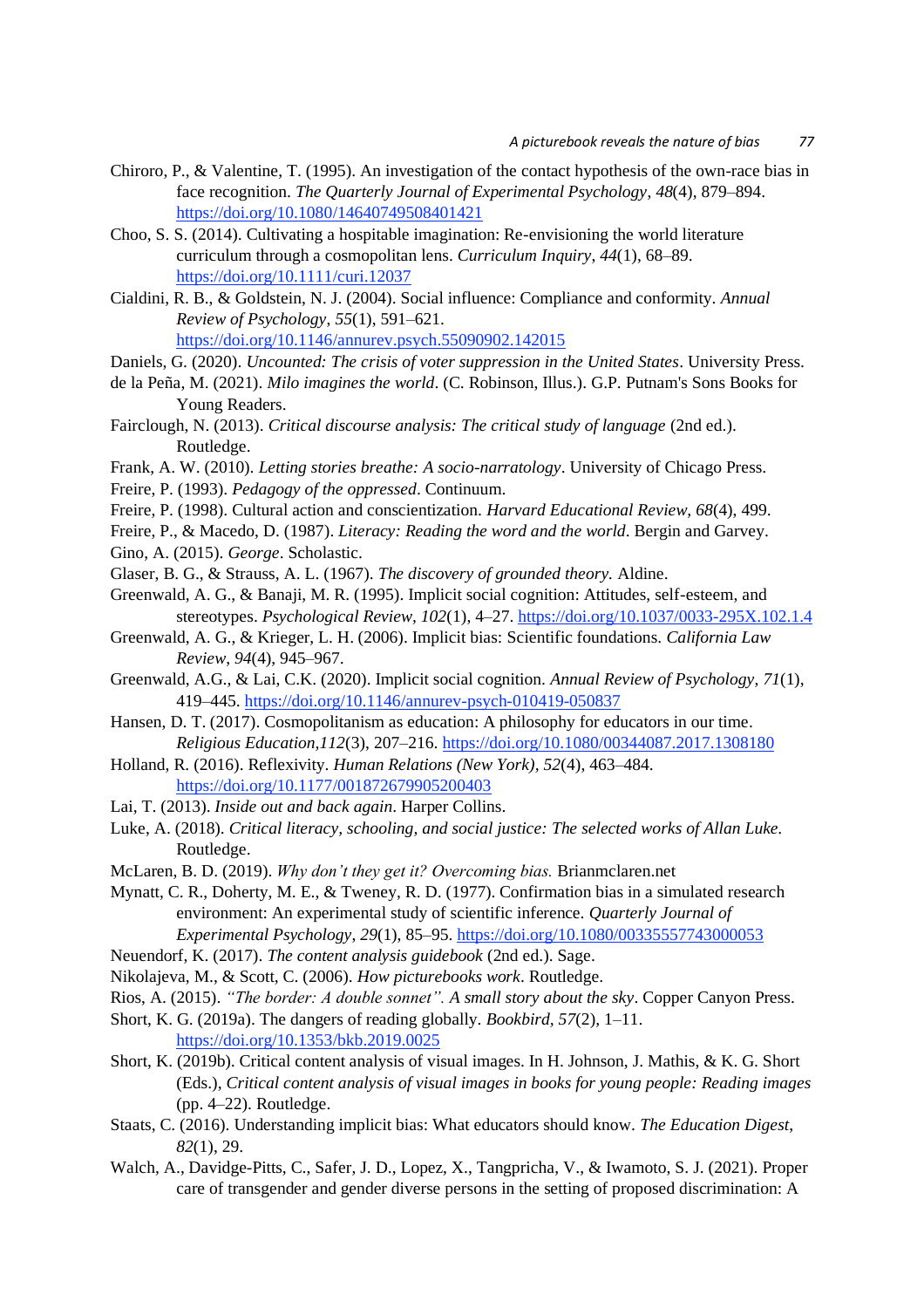Chiroro, P., & Valentine, T. (1995). An investigation of the contact hypothesis of the own-race bias in face recognition. *The Quarterly Journal of Experimental Psychology*, *48*(4), 879–894. https://doi.org/10.1080/14640749508401421

Choo, S. S. (2014). Cultivating a hospitable imagination: Re-envisioning the world literature curriculum through a cosmopolitan lens. *Curriculum Inquiry*, *44*(1), 68–89. https://doi.org/10.1111/curi.12037

Cialdini, R. B., & Goldstein, N. J. (2004). Social influence: Compliance and conformity. *Annual Review of Psychology*, *55*(1), 591–621. https://doi.org/10.1146/annurev.psych.55090902.142015

Daniels, G. (2020). *Uncounted: The crisis of voter suppression in the United States*. University Press.

de la Peña, M. (2021). *Milo imagines the world*. (C. Robinson, Illus.). G.P. Putnam's Sons Books for Young Readers.

Fairclough, N. (2013). *Critical discourse analysis: The critical study of language* (2nd ed.). Routledge.

Frank, A. W. (2010). *Letting stories breathe: A socio-narratology*. University of Chicago Press.

Freire, P. (1993). *Pedagogy of the oppressed*. Continuum.

Freire, P. (1998). Cultural action and conscientization. *Harvard Educational Review, 68*(4), 499.

Freire, P., & Macedo, D. (1987). *Literacy: Reading the word and the world*. Bergin and Garvey.

Gino, A. (2015). *George*. Scholastic.

Glaser, B. G., & Strauss, A. L. (1967). *The discovery of grounded theory.* Aldine.

Greenwald, A. G., & Banaji, M. R. (1995). Implicit social cognition: Attitudes, self-esteem, and stereotypes. *Psychological Review, 102*(1), 4–27. https://doi.org/10.1037/0033-295X.102.1.4

Greenwald, A. G., & Krieger, L. H. (2006). Implicit bias: Scientific foundations. *California Law Review*, *94*(4), 945–967.

Greenwald, A.G., & Lai, C.K. (2020). Implicit social cognition. *Annual Review of Psychology*, *71*(1), 419–445. https://doi.org/10.1146/annurev-psych-010419-050837

Hansen, D. T. (2017). Cosmopolitanism as education: A philosophy for educators in our time. *Religious Education,112*(3), 207–216. https://doi.org/10.1080/00344087.2017.1308180

Holland, R. (2016). Reflexivity. *Human Relations (New York)*, *52*(4), 463–484. https://doi.org/10.1177/001872679905200403

Lai, T. (2013). *Inside out and back again*. Harper Collins.

Luke, A. (2018). *Critical literacy, schooling, and social justice: The selected works of Allan Luke.* Routledge.

McLaren, B. D. (2019). *Why don't they get it? Overcoming bias.* Brianmclaren.net

Mynatt, C. R., Doherty, M. E., & Tweney, R. D. (1977). Confirmation bias in a simulated research environment: An experimental study of scientific inference. *Quarterly Journal of Experimental Psychology*, *29*(1), 85–95. https://doi.org/10.1080/00335557743000053

Neuendorf, K. (2017). *The content analysis guidebook* (2nd ed.). Sage.

Nikolajeva, M., & Scott, C. (2006). *How picturebooks work*. Routledge.

Rios, A. (2015). *"The border: A double sonnet". A small story about the sky*. Copper Canyon Press.

Short, K. G. (2019a). The dangers of reading globally. *Bookbird*, *57*(2), 1–11. https://doi.org/10.1353/bkb.2019.0025

Short, K. (2019b). Critical content analysis of visual images. In H. Johnson, J. Mathis, & K. G. Short (Eds.), *Critical content analysis of visual images in books for young people: Reading images* (pp. 4–22). Routledge.

Staats, C. (2016). Understanding implicit bias: What educators should know. *The Education Digest*, *82*(1), 29.

Walch, A., Davidge-Pitts, C., Safer, J. D., Lopez, X., Tangpricha, V., & Iwamoto, S. J. (2021). Proper care of transgender and gender diverse persons in the setting of proposed discrimination: A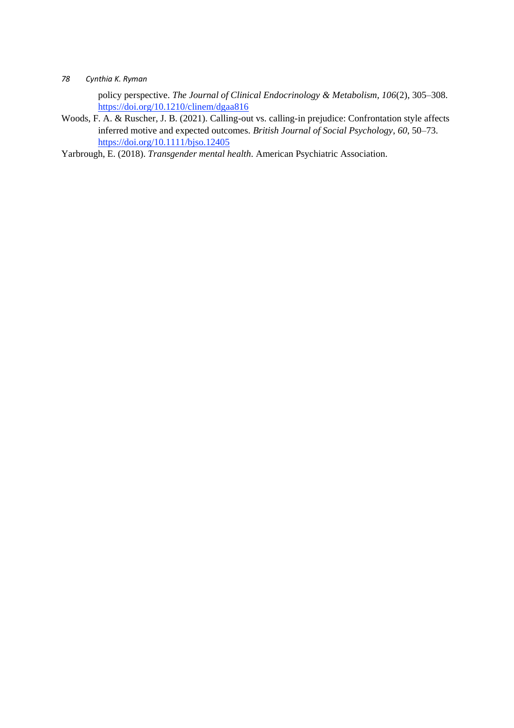policy perspective. *The Journal of Clinical Endocrinology & Metabolism*, *106*(2), 305–308. https://doi.org/10.1210/clinem/dgaa816

Woods, F. A. & Ruscher, J. B. (2021). Calling-out vs. calling-in prejudice: Confrontation style affects inferred motive and expected outcomes. *British Journal of Social Psychology*, *60*, 50–73. https://doi.org/10.1111/bjso.12405

Yarbrough, E. (2018). *Transgender mental health*. American Psychiatric Association.